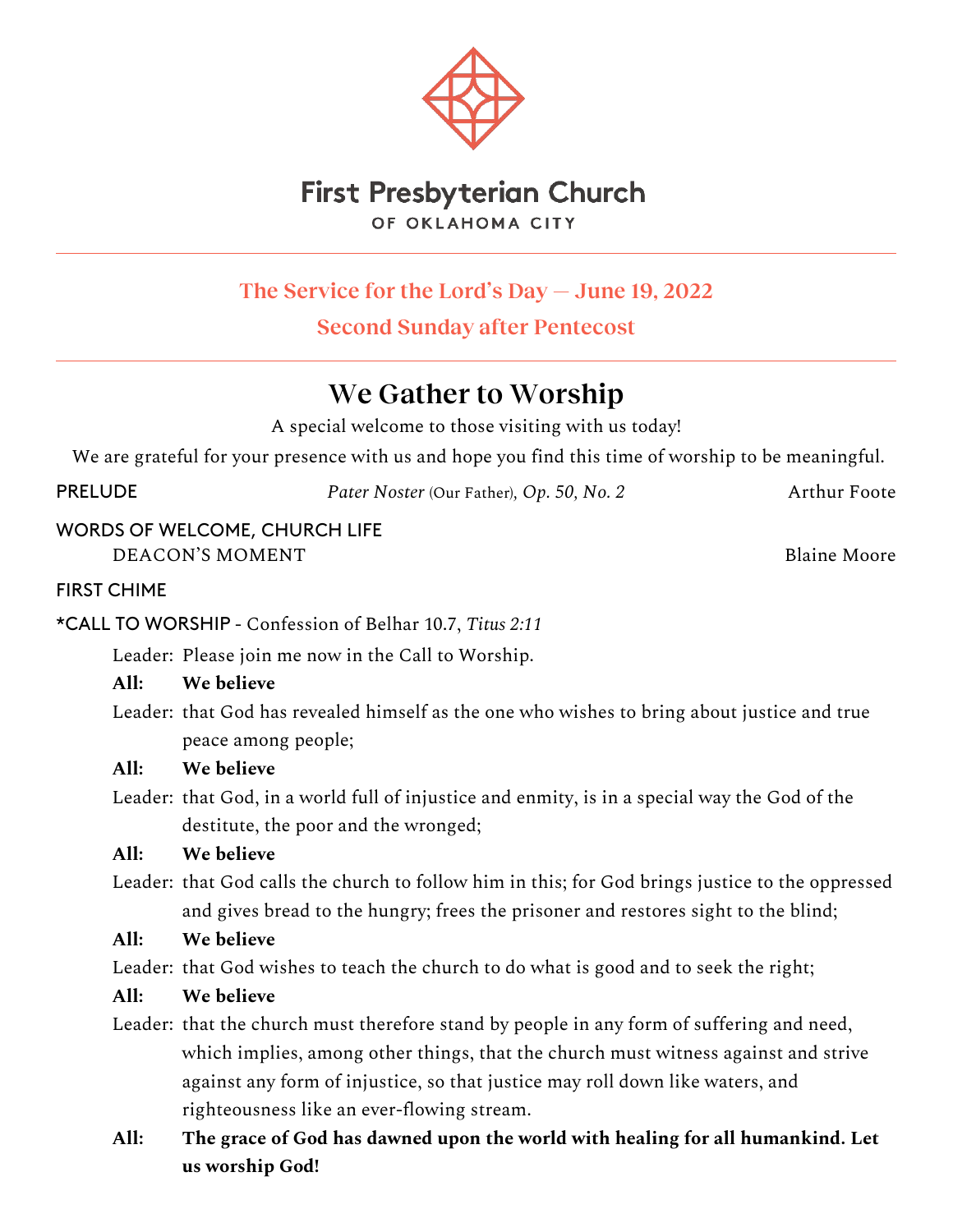# First Presbyterian Church

OF OKLAHOMA CITY

---

**The Service for the Lord's Day — June 19, 2022**

**Second Sunday after Pentecost**

---

## We Gather to Worship

A special welcome to those visiting with us today!

We are grateful for your presence with us and hope you find this time of worship to be meaningful.

PRELUDE *Pater Noster* (Our Father), *Op. 50, No. 2* Arthur Foote

WORDS OF WELCOME, CHURCH LIFE

DEACON'S MOMENT Blaine Moore

FIRST CHIME

*CALL TO WORSHIP - Confession of Belhar 10.7, *Titus 2:11*

Leader: Please join me now in the Call to Worship.

**All: We believe**

Leader: that God has revealed himself as the one who wishes to bring about justice and true peace among people;

**All: We believe**

Leader: that God, in a world full of injustice and enmity, is in a special way the God of the destitute, the poor and the wronged;

**All: We believe**

Leader: that God calls the church to follow him in this; for God brings justice to the oppressed and gives bread to the hungry; frees the prisoner and restores sight to the blind;

**All: We believe**

Leader: that God wishes to teach the church to do what is good and to seek the right;

**All: We believe**

Leader: that the church must therefore stand by people in any form of suffering and need, which implies, among other things, that the church must witness against and strive against any form of injustice, so that justice may roll down like waters, and righteousness like an ever-flowing stream.

**All: The grace of God has dawned upon the world with healing for all humankind. Let us worship God!**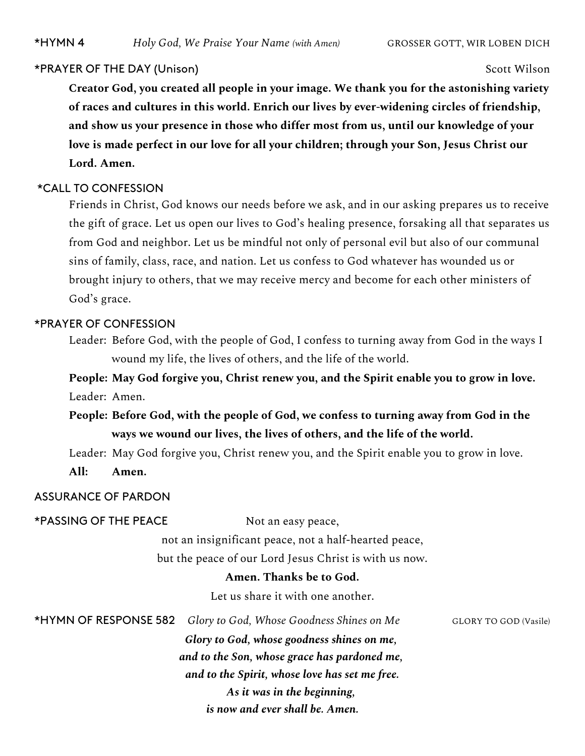**\*HYMN 4** *Holy God, We Praise Your Name (with Amen)* GROSSER GOTT, WIR LOBEN DICH

**\*PRAYER OF THE DAY (Unison)** Scott Wilson

**Creator God, you created all people in your image. We thank you for the astonishing variety of races and cultures in this world. Enrich our lives by ever-widening circles of friendship, and show us your presence in those who differ most from us, until our knowledge of your love is made perfect in our love for all your children; through your Son, Jesus Christ our Lord. Amen.**

**\*CALL TO CONFESSION**

Friends in Christ, God knows our needs before we ask, and in our asking prepares us to receive the gift of grace. Let us open our lives to God's healing presence, forsaking all that separates us from God and neighbor. Let us be mindful not only of personal evil but also of our communal sins of family, class, race, and nation. Let us confess to God whatever has wounded us or brought injury to others, that we may receive mercy and become for each other ministers of God's grace.

**\*PRAYER OF CONFESSION**

Leader: Before God, with the people of God, I confess to turning away from God in the ways I wound my life, the lives of others, and the life of the world.

**People: May God forgive you, Christ renew you, and the Spirit enable you to grow in love.**

Leader: Amen.

**People: Before God, with the people of God, we confess to turning away from God in the ways we wound our lives, the lives of others, and the life of the world.**

Leader: May God forgive you, Christ renew you, and the Spirit enable you to grow in love.

**All: Amen.**

**ASSURANCE OF PARDON**

**\*PASSING OF THE PEACE**

Not an easy peace,
not an insignificant peace, not a half-hearted peace,
but the peace of our Lord Jesus Christ is with us now.

**Amen. Thanks be to God.**

Let us share it with one another.

**\*HYMN OF RESPONSE 582** *Glory to God, Whose Goodness Shines on Me* GLORY TO GOD (Vasile)

***Glory to God, whose goodness shines on me,***
***and to the Son, whose grace has pardoned me,***
***and to the Spirit, whose love has set me free.***
***As it was in the beginning,***
***is now and ever shall be. Amen.***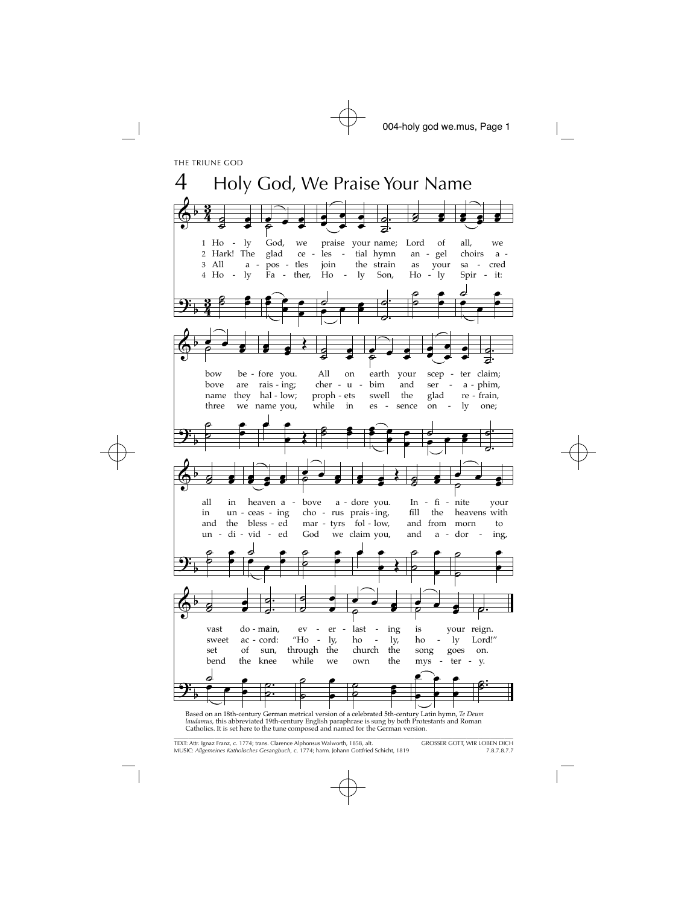THE TRIUNE GOD

# 4 Holy God, We Praise Your Name

1 Holy God, we praise your name; Lord of all, we bow before you.
All on earth your scepter claim; all in heaven above adore you.
Infinite your vast domain, everlasting is your reign.

2 Hark! The glad celestial hymn angel choirs above are raising;
cherubim and seraphim, in unceasing chorus praising,
fill the heavens with sweet accord: "Holy, holy, holy Lord!"

3 All apostles join the strain as your sacred name they hallow;
prophets swell the glad refrain, and the blessed martyrs follow,
and from morn to set of sun, through the church the song goes on.

4 Holy Father, Holy Son, Holy Spirit: three we name you,
while in essence only one; undivided God we claim you,
and adoring, bend the knee while we own the mystery.

Based on an 18th-century German metrical version of a celebrated 5th-century Latin hymn, *Te Deum laudamus*, this abbreviated 19th-century English paraphrase is sung by both Protestants and Roman Catholics. It is set here to the tune composed and named for the German version.

TEXT: Attr. Ignaz Franz, c. 1774; trans. Clarence Alphonsus Walworth, 1858, alt.
MUSIC: *Allgemeines Katholisches Gesangbuch*, c. 1774; harm. Johann Gottfried Schicht, 1819

GROSSER GOTT, WIR LOBEN DICH
7.8.7.8.7.7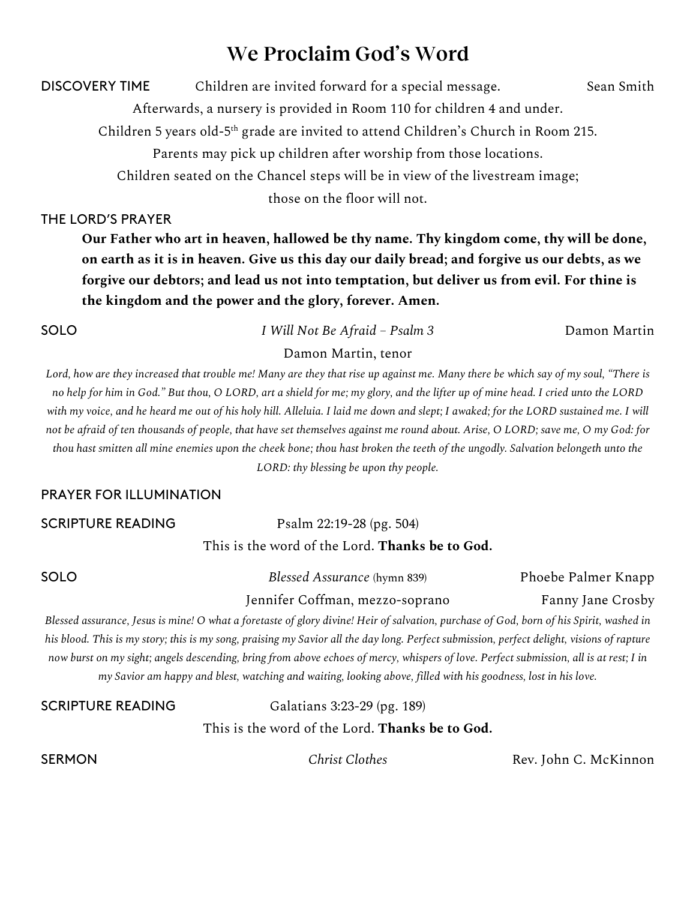# We Proclaim God's Word

**DISCOVERY TIME** Children are invited forward for a special message. Sean Smith

Afterwards, a nursery is provided in Room 110 for children 4 and under.

Children 5 years old-5th grade are invited to attend Children's Church in Room 215.

Parents may pick up children after worship from those locations.

Children seated on the Chancel steps will be in view of the livestream image; those on the floor will not.

**THE LORD'S PRAYER**

**Our Father who art in heaven, hallowed be thy name. Thy kingdom come, thy will be done, on earth as it is in heaven. Give us this day our daily bread; and forgive us our debts, as we forgive our debtors; and lead us not into temptation, but deliver us from evil. For thine is the kingdom and the power and the glory, forever. Amen.**

**SOLO** *I Will Not Be Afraid – Psalm 3* Damon Martin

Damon Martin, tenor

*Lord, how are they increased that trouble me! Many are they that rise up against me. Many there be which say of my soul, "There is no help for him in God." But thou, O LORD, art a shield for me; my glory, and the lifter up of mine head. I cried unto the LORD with my voice, and he heard me out of his holy hill. Alleluia. I laid me down and slept; I awaked; for the LORD sustained me. I will not be afraid of ten thousands of people, that have set themselves against me round about. Arise, O LORD; save me, O my God: for thou hast smitten all mine enemies upon the cheek bone; thou hast broken the teeth of the ungodly. Salvation belongeth unto the LORD: thy blessing be upon thy people.*

**PRAYER FOR ILLUMINATION**

**SCRIPTURE READING** Psalm 22:19-28 (pg. 504)

This is the word of the Lord. **Thanks be to God.**

**SOLO** *Blessed Assurance* (hymn 839) Phoebe Palmer Knapp

Jennifer Coffman, mezzo-soprano Fanny Jane Crosby

*Blessed assurance, Jesus is mine! O what a foretaste of glory divine! Heir of salvation, purchase of God, born of his Spirit, washed in his blood. This is my story; this is my song, praising my Savior all the day long. Perfect submission, perfect delight, visions of rapture now burst on my sight; angels descending, bring from above echoes of mercy, whispers of love. Perfect submission, all is at rest; I in my Savior am happy and blest, watching and waiting, looking above, filled with his goodness, lost in his love.*

**SCRIPTURE READING** Galatians 3:23-29 (pg. 189)

This is the word of the Lord. **Thanks be to God.**

**SERMON** *Christ Clothes* Rev. John C. McKinnon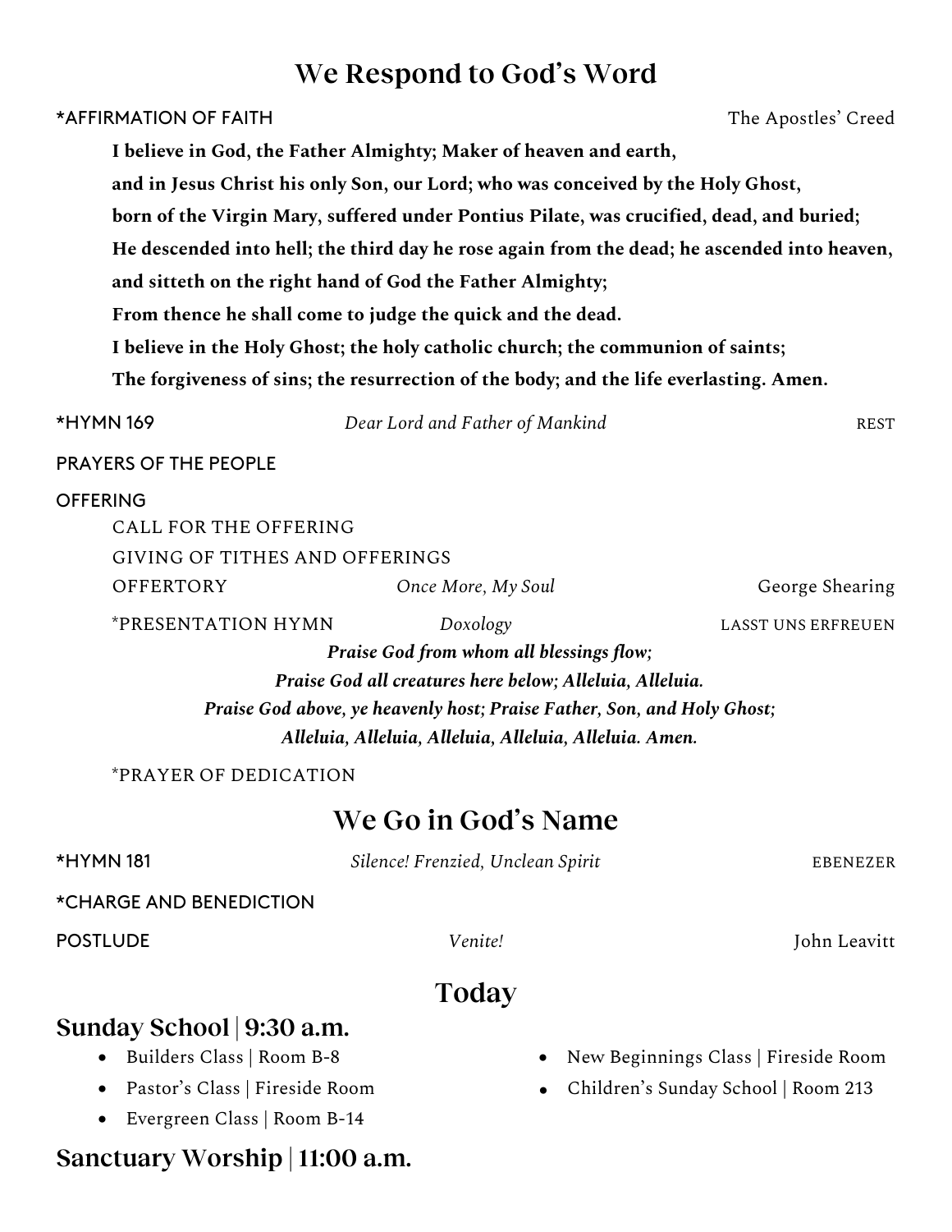## We Respond to God's Word

*AFFIRMATION OF FAITH — The Apostles' Creed

**I believe in God, the Father Almighty; Maker of heaven and earth,**
**and in Jesus Christ his only Son, our Lord; who was conceived by the Holy Ghost,**
**born of the Virgin Mary, suffered under Pontius Pilate, was crucified, dead, and buried;**
**He descended into hell; the third day he rose again from the dead; he ascended into heaven,**
**and sitteth on the right hand of God the Father Almighty;**
**From thence he shall come to judge the quick and the dead.**
**I believe in the Holy Ghost; the holy catholic church; the communion of saints;**
**The forgiveness of sins; the resurrection of the body; and the life everlasting. Amen.**

*HYMN 169 — *Dear Lord and Father of Mankind* — REST

PRAYERS OF THE PEOPLE

OFFERING

CALL FOR THE OFFERING

GIVING OF TITHES AND OFFERINGS

OFFERTORY — *Once More, My Soul* — George Shearing

*PRESENTATION HYMN — *Doxology* — LASST UNS ERFREUEN

***Praise God from whom all blessings flow;***
***Praise God all creatures here below; Alleluia, Alleluia.***
***Praise God above, ye heavenly host; Praise Father, Son, and Holy Ghost;***
***Alleluia, Alleluia, Alleluia, Alleluia, Alleluia. Amen.***

*PRAYER OF DEDICATION

## We Go in God's Name

*HYMN 181 — *Silence! Frenzied, Unclean Spirit* — EBENEZER

*CHARGE AND BENEDICTION

POSTLUDE — *Venite!* — John Leavitt

## Today

### Sunday School | 9:30 a.m.

- Builders Class | Room B-8
- Pastor's Class | Fireside Room
- Evergreen Class | Room B-14
- New Beginnings Class | Fireside Room
- Children's Sunday School | Room 213

### Sanctuary Worship | 11:00 a.m.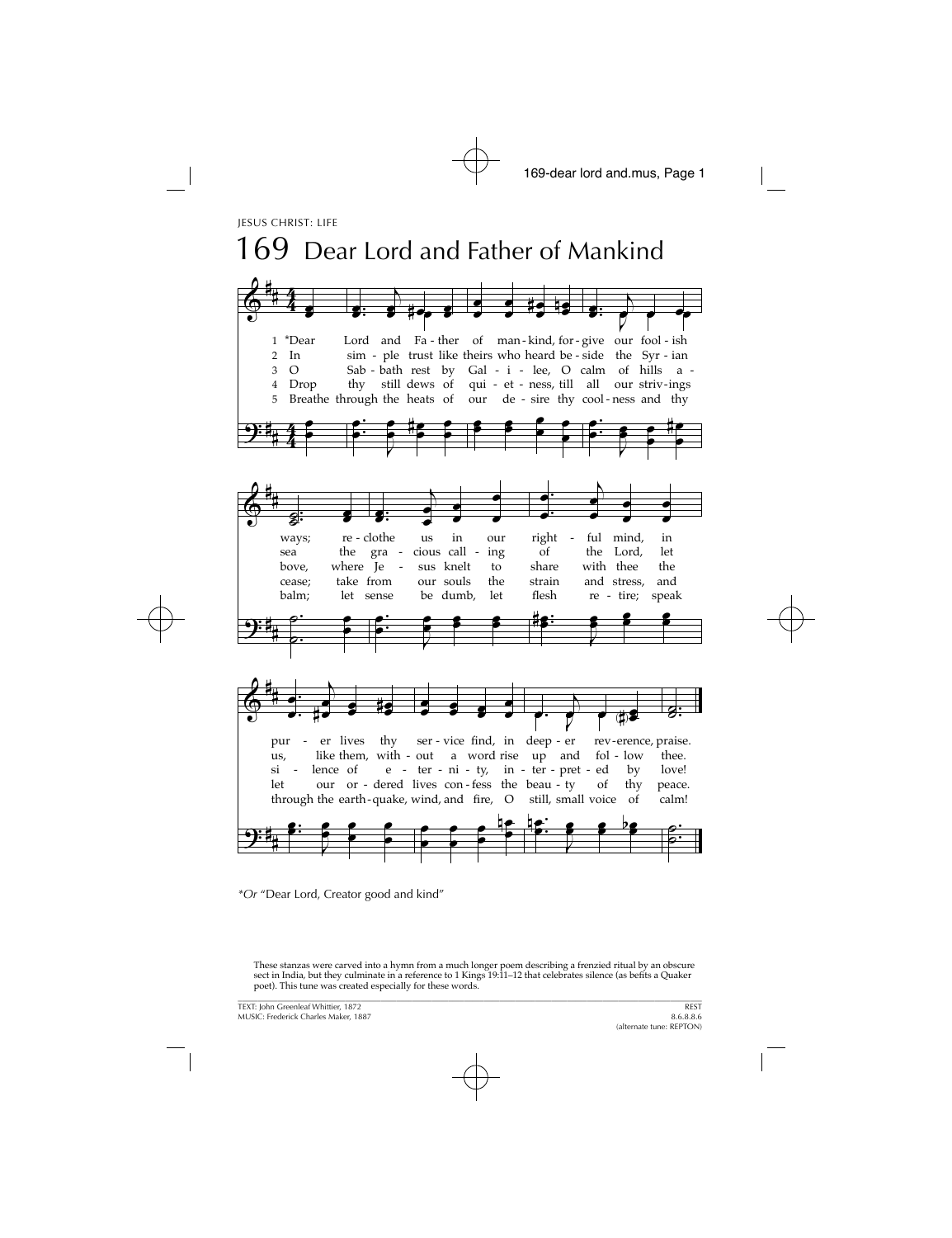JESUS CHRIST: LIFE

# 169 Dear Lord and Father of Mankind

1 *Dear Lord and Father of mankind, forgive our foolish ways; reclothe us in our rightful mind, in purer lives thy service find, in deeper reverence, praise.

2 In simple trust like theirs who heard beside the Syrian sea the gracious calling of the Lord, let us, like them, without a word rise up and follow thee.

3 O Sabbath rest by Galilee, O calm of hills above, where Jesus knelt to share with thee the silence of eternity, interpreted by love!

4 Drop thy still dews of quietness, till all our strivings cease; take from our souls the strain and stress, and let our ordered lives confess the beauty of thy peace.

5 Breathe through the heats of our desire thy coolness and thy balm; let sense be dumb, let flesh retire; speak through the earthquake, wind, and fire, O still, small voice of calm!

*Or "Dear Lord, Creator good and kind"

These stanzas were carved into a hymn from a much longer poem describing a frenzied ritual by an obscure sect in India, but they culminate in a reference to 1 Kings 19:11–12 that celebrates silence (as befits a Quaker poet). This tune was created especially for these words.

TEXT: John Greenleaf Whittier, 1872
MUSIC: Frederick Charles Maker, 1887

REST
8.6.8.8.6
(alternate tune: REPTON)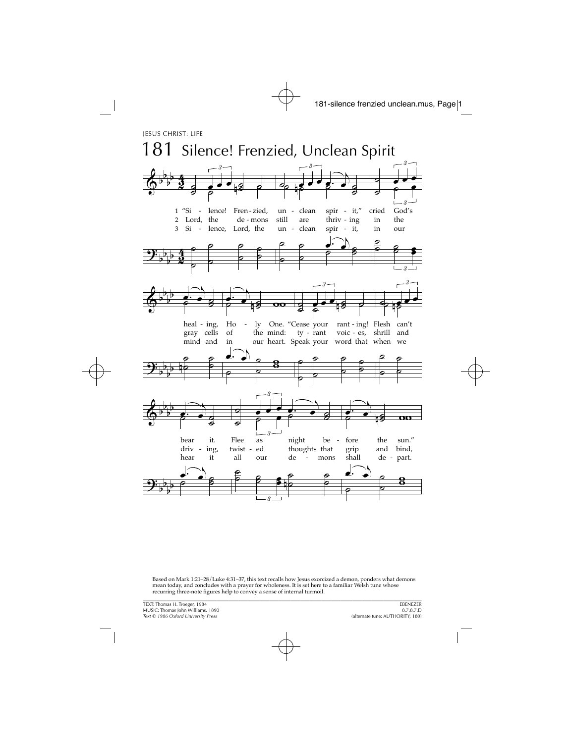JESUS CHRIST: LIFE

# 181 Silence! Frenzied, Unclean Spirit

1 "Silence! Frenzied, unclean spirit," cried God's healing, Holy One. "Cease your ranting! Flesh can't bear it. Flee as night before the sun."

2 Lord, the demons still are thriving in the gray cells of the mind: tyrant voices, shrill and driving, twisted thoughts that grip and bind,

3 Silence, Lord, the unclean spirit, in our mind and in our heart. Speak your word that when we hear it all our demons shall depart.

Based on Mark 1:21–28/Luke 4:31–37, this text recalls how Jesus exorcized a demon, ponders what demons mean today, and concludes with a prayer for wholeness. It is set here to a familiar Welsh tune whose recurring three-note figures help to convey a sense of internal turmoil.

TEXT: Thomas H. Troeger, 1984
MUSIC: Thomas John Williams, 1890
*Text © 1986 Oxford University Press*

EBENEZER
8.7.8.7.D
(alternate tune: AUTHORITY, 180)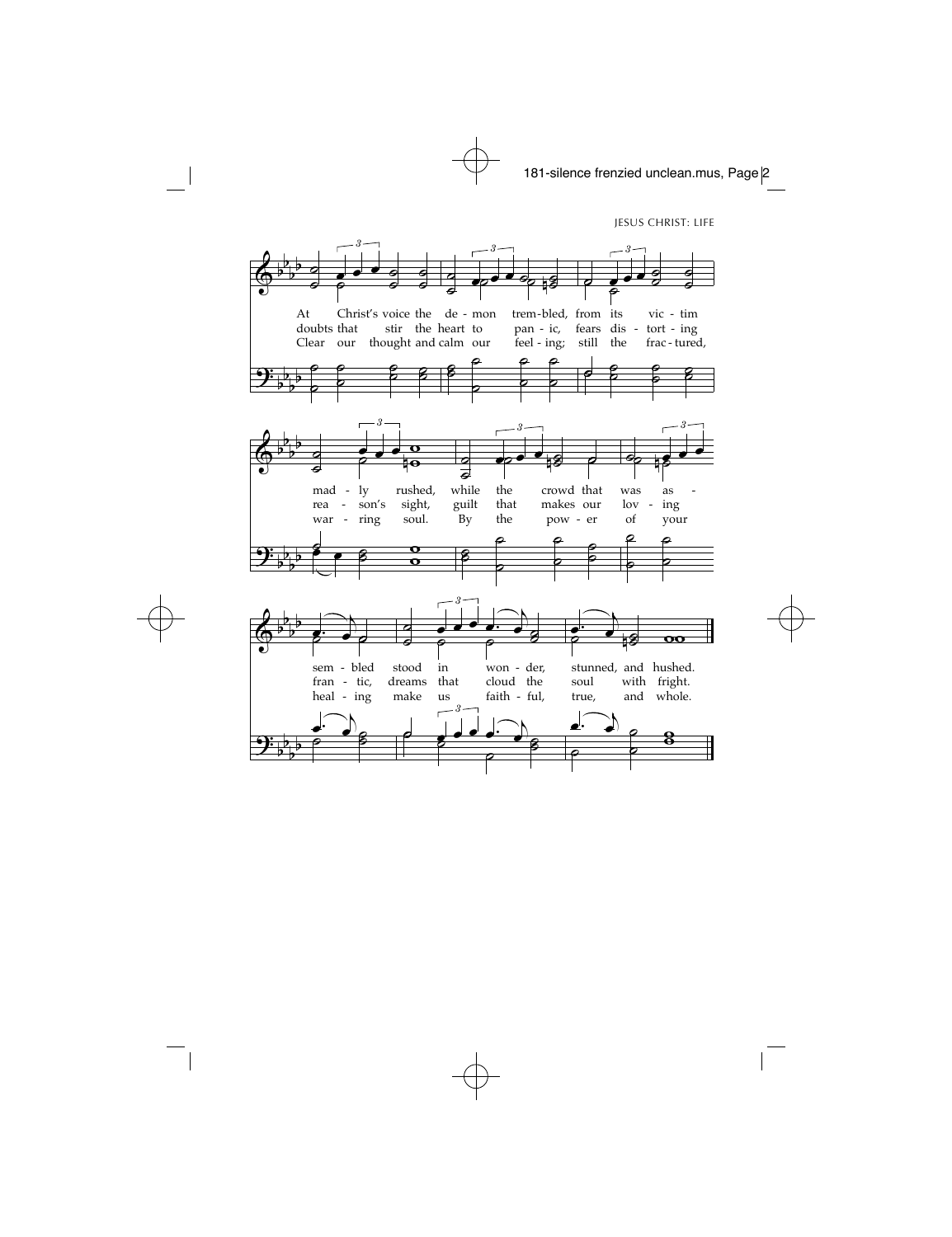At Christ's voice the de - mon trem-bled, from its vic - tim
doubts that stir the heart to pan - ic, fears dis - tort - ing
Clear our thought and calm our feel - ing; still the frac - tured,

mad - ly rushed, while the crowd that was as -
rea - son's sight, guilt that makes our lov - ing
war - ring soul. By the pow - er of your

sem - bled stood in won - der, stunned, and hushed.
fran - tic, dreams that cloud the soul with fright.
heal - ing make us faith - ful, true, and whole.